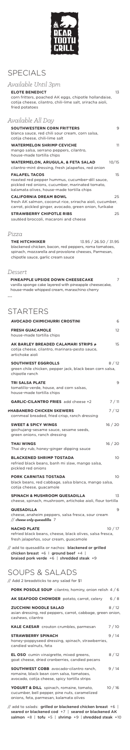BEAR TOOTH GRILL

# SPECIALS

## *Available Until 3pm*

**ELOTE BENEDICT** 13
corn fritters, poached AK eggs, chipotle hollandaise, cotija cheese, cilantro, chili-lime salt, sriracha aioli, fried potatoes

## *Available All Day*

**SOUTHWESTERN CORN FRITTERS** 9
blanca sauce, red chili sour cream, corn salsa, cotija cheese, chili-lime salt

**WATERMELON SHRIMP CEVICHE** 11
mango salsa, serrano peppers, cilantro, house-made tortilla chips

**WATERMELON, ARUGULA, & FETA SALAD** 10/15
cilantro-mint dressing, fresh jalapeños, red onion

**FALAFEL TACOS** 15
roasted red pepper hummus, cucumber-dill sauce, pickled red onions, cucumber, marinated tomato, kalamata olives, house-made tortilla chips

**CALIFORNIA DREAM BOWL** 25
fresh AK salmon, coconut rice, sriracha aioli, cucumber, carrot, pickled ginger, avocado, green onion, furikake

**STRAWBERRY CHIPOTLE RIBS** 25
sautéed broccoli, macaroni and cheese

## *Pizza*

**THE HITCHHIKER** 13.95 / 26.50 / 31.95
blackened chicken, bacon, red peppers, roma tomatoes, spinach, mozzarella and provolone cheeses, Parmesan, chipotle sauce, garlic cream sauce

## *Dessert*

**PINEAPPLE UPSIDE DOWN CHEESECAKE** 7
vanilla sponge cake layered with pineapple cheesecake, house-made whipped cream, maraschino cherry

---

# STARTERS

**AVOCADO CHIMICHURRI CROSTINI** 6

**FRESH GUACAMOLE** 12
house-made tortilla chips

**AK BARLEY BREADED CALAMARI STRIPS** ★ 15
cotija cheese, cilantro, marinara-pesto sauce, artichoke aioli

**SOUTHWEST EGGROLLS** 8 / 12
green chile chicken, pepper jack, black bean corn salsa, chipotle ranch

**TRI SALSA PLATE** 9
tomatillo-verde, house, and corn salsas, house-made tortilla chips

**GARLIC-CILANTRO FRIES** add cheese +2 7 / 11

★**HABANERO CHICKEN SKEWERS** 7 / 12
cornmeal breaded, fried crisp, ranch dressing

**SWEET & SPICY WINGS** 16 / 20
gochujang-sesame sauce, sesame seeds, green onions, ranch dressing

**THAI WINGS** 16 / 20
Thai dry rub, honey-ginger dipping sauce

**BLACKENED SHRIMP TOSTADA** 10
refried black beans, banh mi slaw, mango salsa, pickled red onions

**PORK CARNITAS TOSTADA** 10
black beans, red cabbage, salsa blanca, mango salsa, cotija cheese, guacamole

**SPINACH & MUSHROOM QUESADILLA** 13
cheese, spinach, mushroom, artichoke aioli, flour tortilla

**QUESADILLA** 9
cheese, anaheim peppers, salsa fresca, sour cream
// *cheese only quesadilla* 7

**NACHO PLATE** 10 / 17
refried black beans, cheese, black olives, salsa fresca, fresh jalapeños, sour cream, guacamole

// add to quesadilla or nachos: **blackened or grilled chicken breast** +6 | **ground beef** +4 | **braised pork verde** +6 | **shredded steak** +9

# SOUPS & SALADS

// Add 2 breadsticks to any salad for $1

**PORK POSOLE SOUP** cilantro, hominy, onion relish 4 / 6

**AK SEAFOOD CHOWDER** potato, carrot, celery 6 / 8

**ZUCCHINI NOODLE SALAD** 8 / 12
asian dressing, red peppers, carrot, cabbage, green onion, cashews, cilantro

**KALE CAESAR** crouton crumbles, parmesan 7 / 10

**STRAWBERRY SPINACH** 9 / 14
honey-poppyseed dressing, spinach, strawberries, candied walnuts, feta

**EL OSO** cumin vinaigrette, mixed greens, goat cheese, dried cranberries, candied pecans 8 / 12

**SOUTHWEST COBB** avocado-cilantro ranch, romaine, black bean corn salsa, tomatoes, avocado, cotija cheese, spicy tortilla strips 9 / 14

**YOGURT & DILL** spinach, romaine, tomato, cucumber, bell pepper, pine nuts, caramelized onions, feta, parmesan, kalamata olives 10 / 16

// add to salads: **grilled or blackened chicken breast** +6 | **seared or blackened cod** +7 | **seared or blackened AK salmon** +8 | **tofu** +5 | **shrimp** +9 | **shredded steak** +10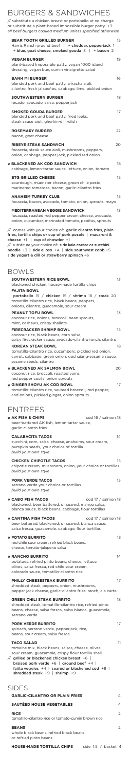# BURGERS & SANDWICHES

// substitute a chicken breast or portobello at no charge or substitute a plant-based Impossible burger patty +3
*all beef burgers cooked medium unless specified otherwise*

**BEAR TOOTH GRILLED BURGER** 15
Harris Ranch ground beef | + **cheddar, pepperjack** 1 + **blue, goat cheese, smoked gouda** 3 | + **bacon** 2

**VEGAN BURGER** 19
plant-based Impossible patty, vegan 1000 island dressing, vegan bun, cumin vinaigrette salad

**BANH MI BURGER** 16
blended pork and beef patty, sriracha aioli, cilantro, fresh jalapeños, cabbage, lime, pickled onion

**SOUTHWESTERN BURGER** 18
recado, avocado, salsa, pepperjack

**SMOKED GOUDA BURGER** 17
blended pork and beef patty, fried leeks, steak sauce aioli, gherkin-dill relish

**ROSEMARY BURGER** 22
bacon, goat cheese

**RIBEYE STEAK SANDWICH** 20
focaccia, steak sauce aioli, mushrooms, peppers, onion, cabbage, pepper jack, pickled red onion

★ **BLACKENED AK COD SANDWICH** 18
cabbage, lemon-tartar sauce, lettuce, onion, tomato

**BTG GRILLED CHEESE** 15
sourdough, muenster cheese, green chile pesto, marinated tomatoes, bacon, garlic-cilantro fries

**ANAHEIM TURKEY CLUB** 15
focaccia, bacon, avocado, tomato, onion, sprouts, mayo

**MEDITERRANEAN VEGGIE SANDWICH** 13
focaccia, roasted red pepper cream cheese, avocado, onion, cucumber, marinated tomato, pepitas, sprouts

// comes with your choice of: **garlic cilantro fries, plain fries, tortilla chips or cup of pork posole** | **macaroni & cheese** +1 | **cup of chowder** +1
// substitute your choice of: **side kale caesar or zucchini noodle** +3 | **side of oso** +4 | **side southwest cobb** +5 **side yogurt & dill or strawberry spinach** +6

# BOWLS

**SOUTHWESTERN RICE BOWL** 13
blackened chicken, house-made tortilla chips

**FAJITA BOWL**
**portobello** 15 / **chicken** 15 / **shrimp** 18 / **steak** 20
tomatillo-cilantro rice, black beans, peppers, onions, cilantro, guacamole, sour cream

**PEANUT TOFU BOWL** 13
coconut rice, onions, broccoli, bean sprouts, mint, cashews, crispy shallots

**FIRECRACKER SHRIMP BOWL** 15
coconut rice, black beans, corn salsa, spicy firecracker sauce, avocado-cilantro ranch, cilantro

**KOREAN STEAK BOWL** 18
tomatillo-cilantro rice, cucumbers, pickled red onion, carrot, cabbage, green onion, gochujang-sesame sauce, sesame seeds, cilantro

★ **BLACKENED AK SALMON BOWL** 20
coconut rice, broccoli, roasted yams, red pepper coulis, onion sprouts

★ **GINGER SHOYU AK COD BOWL** 17
tomatillo-cilantro rice, sauteed broccoli, red pepper, and onions, pickled ginger, onion sprouts

# ENTREES

★ **AK FISH & CHIPS** cod 16 / salmon 18
beer-battered AK fish, lemon tartar sauce, garlic-cilantro fries

**CALABACITA TACOS** 14
zucchini, corn, salsa, cheese, anaheims, sour cream, pumpkin seeds, your choice of tortilla
*build your own style*

**CHICKEN CHIPOTLE TACOS** 15
chipotle cream, mushroom, onion, your choice or tortillas
*build your own style*

**PORK VERDE TACOS** 15
serrano verde your choice or tortillas
*build your own style*

★ **CABO FISH TACOS** cod 17 / salmon 18
blackened, beer battered, or seared, mango salsa, blanca sauce, black beans, cabbage, flour tortillas

★ **CANTINA FISH TACOS** cod 17 / salmon 18
beer battered, blackened, or seared, blanca sauce, salsa fresca, guacamole, cabbage, flour tortillas

★ **POTATO BURRITO** 13
red chile sour cream, refried black beans, cheese, tomato-jalapeno salsa

★ **RANCHO BURRITO** 14
potatoes, refried pinto beans, cheese, lettuce, olives, salsa fresca, red chile sour cream, colorado sauce, tomatillo-cilantro rice

**PHILLY CHEESESTEAK BURRITO** 17
shredded steak, peppers, onion, mushrooms, pepper jack cheese, garlic-cilantro fries, ranch, ala carte

**GREEN CHILI STEAK BURRITO** 18
shredded steak, tomatillo-cilantro rice, refried pinto beans, cheese, salsa fresca, salsa blanca, guacamole, serrano verde

**PORK VERDE BURRITO** 17
spinach, serrano verde, pepperjack, rice, beans, sour cream, salsa fresca

**TACO SALAD** 11
romaine mix, black beans, salsas, cheese, olives, sour cream, guacamole, crispy flour tortilla shell
// **grilled or blackened chicken breast** +6 | **braised pork verde** +6 | **ground beef** +4 | **fajita veggies** +4 | **seared or blackened cod** +8 | **shredded steak** +9 | **shrimp** +9

# SIDES

**GARLIC-CILANTRO OR PLAIN FRIES** 4

**SAUTÉED HOUSE VEGETABLES** 4

**RICE** 2
tomatillo-cilantro rice or tomato-cumin brown rice

**BEANS** 2
whole black beans, refried black beans, or refried pinto beans

**HOUSE-MADE TORTILLA CHIPS** side 1.5 / basket 4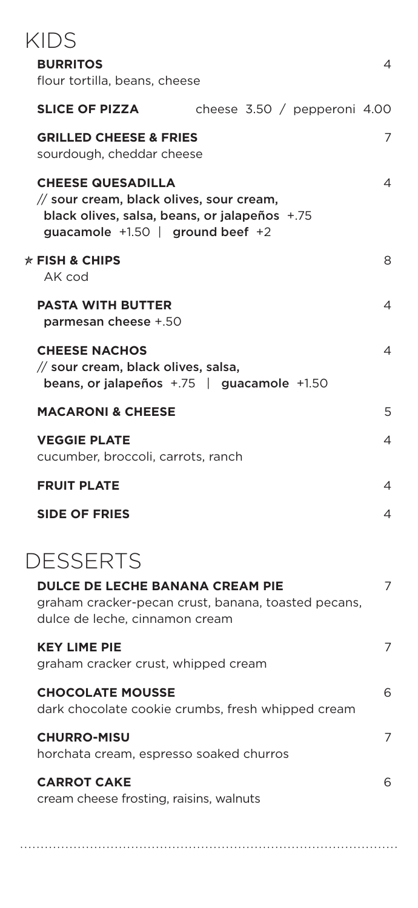# KIDS

**BURRITOS** 4
flour tortilla, beans, cheese

**SLICE OF PIZZA** cheese 3.50 / pepperoni 4.00

**GRILLED CHEESE & FRIES** 7
sourdough, cheddar cheese

**CHEESE QUESADILLA** 4
// sour cream, black olives, sour cream,
black olives, salsa, beans, or jalapeños +.75
guacamole +1.50 | ground beef +2

☆ **FISH & CHIPS** 8
AK cod

**PASTA WITH BUTTER** 4
parmesan cheese +.50

**CHEESE NACHOS** 4
// sour cream, black olives, salsa,
beans, or jalapeños +.75 | guacamole +1.50

**MACARONI & CHEESE** 5

**VEGGIE PLATE** 4
cucumber, broccoli, carrots, ranch

**FRUIT PLATE** 4

**SIDE OF FRIES** 4

# DESSERTS

**DULCE DE LECHE BANANA CREAM PIE** 7
graham cracker-pecan crust, banana, toasted pecans, dulce de leche, cinnamon cream

**KEY LIME PIE** 7
graham cracker crust, whipped cream

**CHOCOLATE MOUSSE** 6
dark chocolate cookie crumbs, fresh whipped cream

**CHURRO-MISU** 7
horchata cream, espresso soaked churros

**CARROT CAKE** 6
cream cheese frosting, raisins, walnuts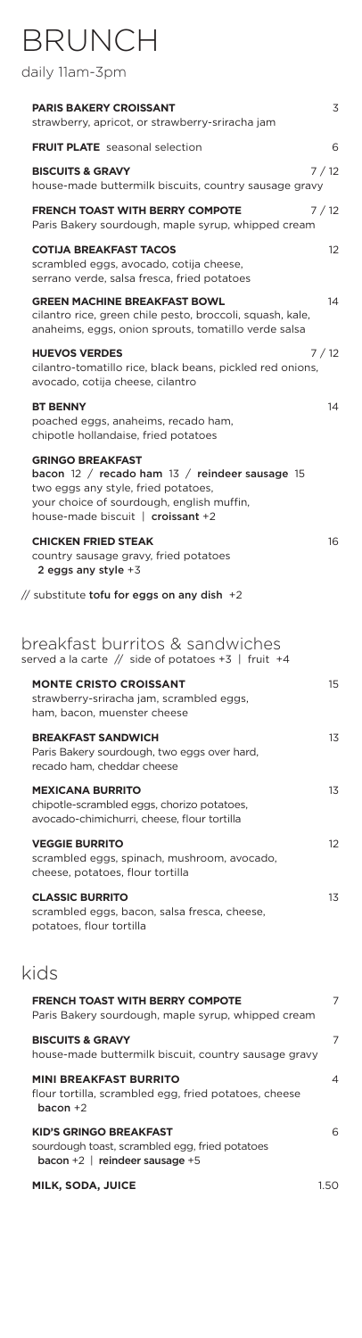# BRUNCH

daily 11am-3pm

**PARIS BAKERY CROISSANT** 3
strawberry, apricot, or strawberry-sriracha jam

**FRUIT PLATE** seasonal selection 6

**BISCUITS & GRAVY** 7 / 12
house-made buttermilk biscuits, country sausage gravy

**FRENCH TOAST WITH BERRY COMPOTE** 7 / 12
Paris Bakery sourdough, maple syrup, whipped cream

**COTIJA BREAKFAST TACOS** 12
scrambled eggs, avocado, cotija cheese, serrano verde, salsa fresca, fried potatoes

**GREEN MACHINE BREAKFAST BOWL** 14
cilantro rice, green chile pesto, broccoli, squash, kale, anaheims, eggs, onion sprouts, tomatillo verde salsa

**HUEVOS VERDES** 7 / 12
cilantro-tomatillo rice, black beans, pickled red onions, avocado, cotija cheese, cilantro

**BT BENNY** 14
poached eggs, anaheims, recado ham, chipotle hollandaise, fried potatoes

**GRINGO BREAKFAST**
**bacon** 12 / **recado ham** 13 / **reindeer sausage** 15
two eggs any style, fried potatoes, your choice of sourdough, english muffin, house-made biscuit | **croissant** +2

**CHICKEN FRIED STEAK** 16
country sausage gravy, fried potatoes
**2 eggs any style** +3

// substitute **tofu for eggs on any dish** +2

## breakfast burritos & sandwiches

served a la carte // side of potatoes +3 | fruit +4

**MONTE CRISTO CROISSANT** 15
strawberry-sriracha jam, scrambled eggs, ham, bacon, muenster cheese

**BREAKFAST SANDWICH** 13
Paris Bakery sourdough, two eggs over hard, recado ham, cheddar cheese

**MEXICANA BURRITO** 13
chipotle-scrambled eggs, chorizo potatoes, avocado-chimichurri, cheese, flour tortilla

**VEGGIE BURRITO** 12
scrambled eggs, spinach, mushroom, avocado, cheese, potatoes, flour tortilla

**CLASSIC BURRITO** 13
scrambled eggs, bacon, salsa fresca, cheese, potatoes, flour tortilla

## kids

**FRENCH TOAST WITH BERRY COMPOTE** 7
Paris Bakery sourdough, maple syrup, whipped cream

**BISCUITS & GRAVY** 7
house-made buttermilk biscuit, country sausage gravy

**MINI BREAKFAST BURRITO** 4
flour tortilla, scrambled egg, fried potatoes, cheese
**bacon** +2

**KID'S GRINGO BREAKFAST** 6
sourdough toast, scrambled egg, fried potatoes
**bacon** +2 | **reindeer sausage** +5

**MILK, SODA, JUICE** 1.50